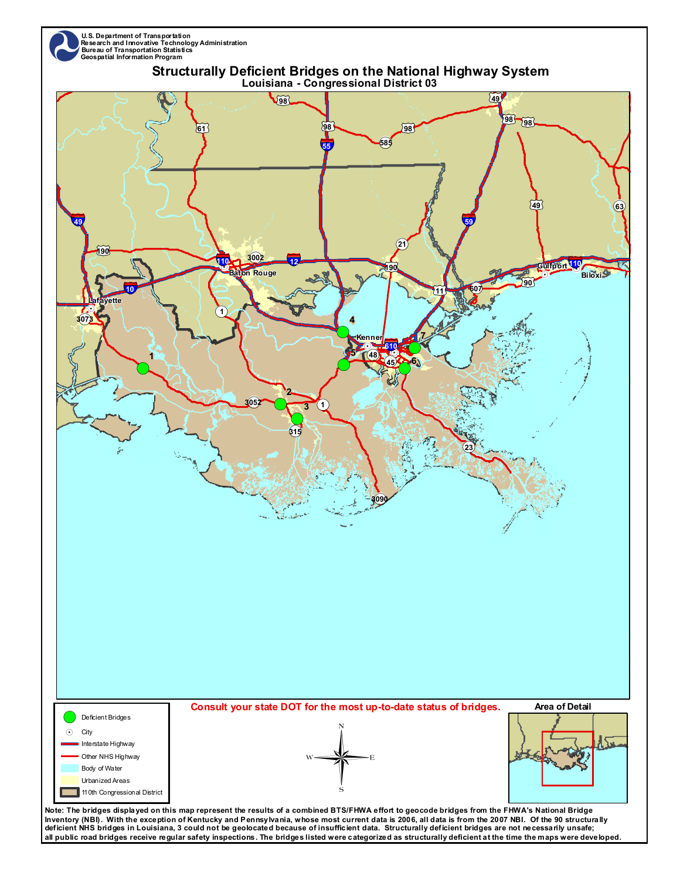U.S. Department of Transportation
Research and Innovative Technology Administration
Bureau of Transportation Statistics
Geospatial Information Program

# Structurally Deficient Bridges on the National Highway System

## Louisiana - Congressional District 03

**Consult your state DOT for the most up-to-date status of bridges.**

Legend:
- Deficient Bridges
- City
- Interstate Highway
- Other NHS Highway
- Body of Water
- Urbanized Areas
- 110th Congressional District

Area of Detail

**Note: The bridges displayed on this map represent the results of a combined BTS/FHWA effort to geocode bridges from the FHWA's National Bridge Inventory (NBI). With the exception of Kentucky and Pennsylvania, whose most current data is 2006, all data is from the 2007 NBI. Of the 90 structurally deficient NHS bridges in Louisiana, 3 could not be geolocated because of insufficient data. Structurally deficient bridges are not necessarily unsafe; all public road bridges receive regular safety inspections. The bridges listed were categorized as structurally deficient at the time the maps were developed.**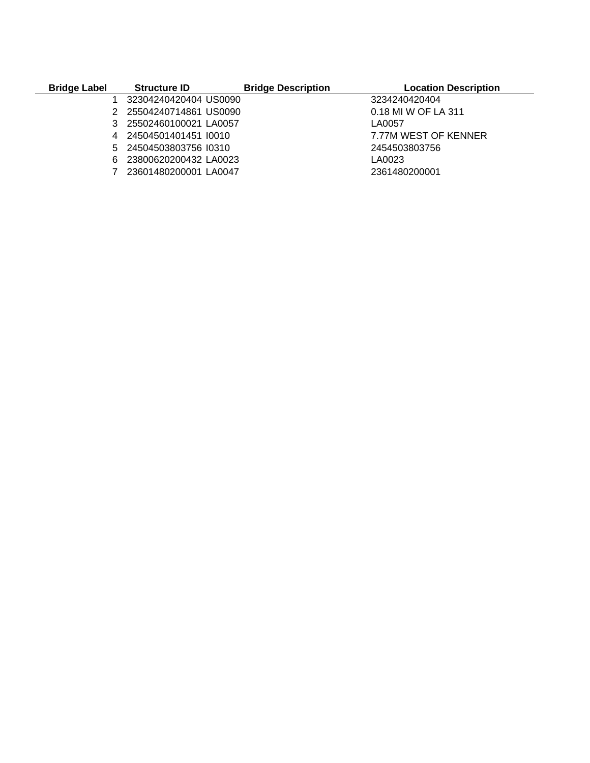| Bridge Label | Structure ID | Bridge Description | Location Description |
|---|---|---|---|
| 1 | 32304240420404 | US0090 | 3234240420404 |
| 2 | 25504240714861 | US0090 | 0.18 MI W OF LA 311 |
| 3 | 25502460100021 | LA0057 | LA0057 |
| 4 | 24504501401451 | I0010 | 7.77M WEST OF KENNER |
| 5 | 24504503803756 | I0310 | 2454503803756 |
| 6 | 23800620200432 | LA0023 | LA0023 |
| 7 | 23601480200001 | LA0047 | 2361480200001 |